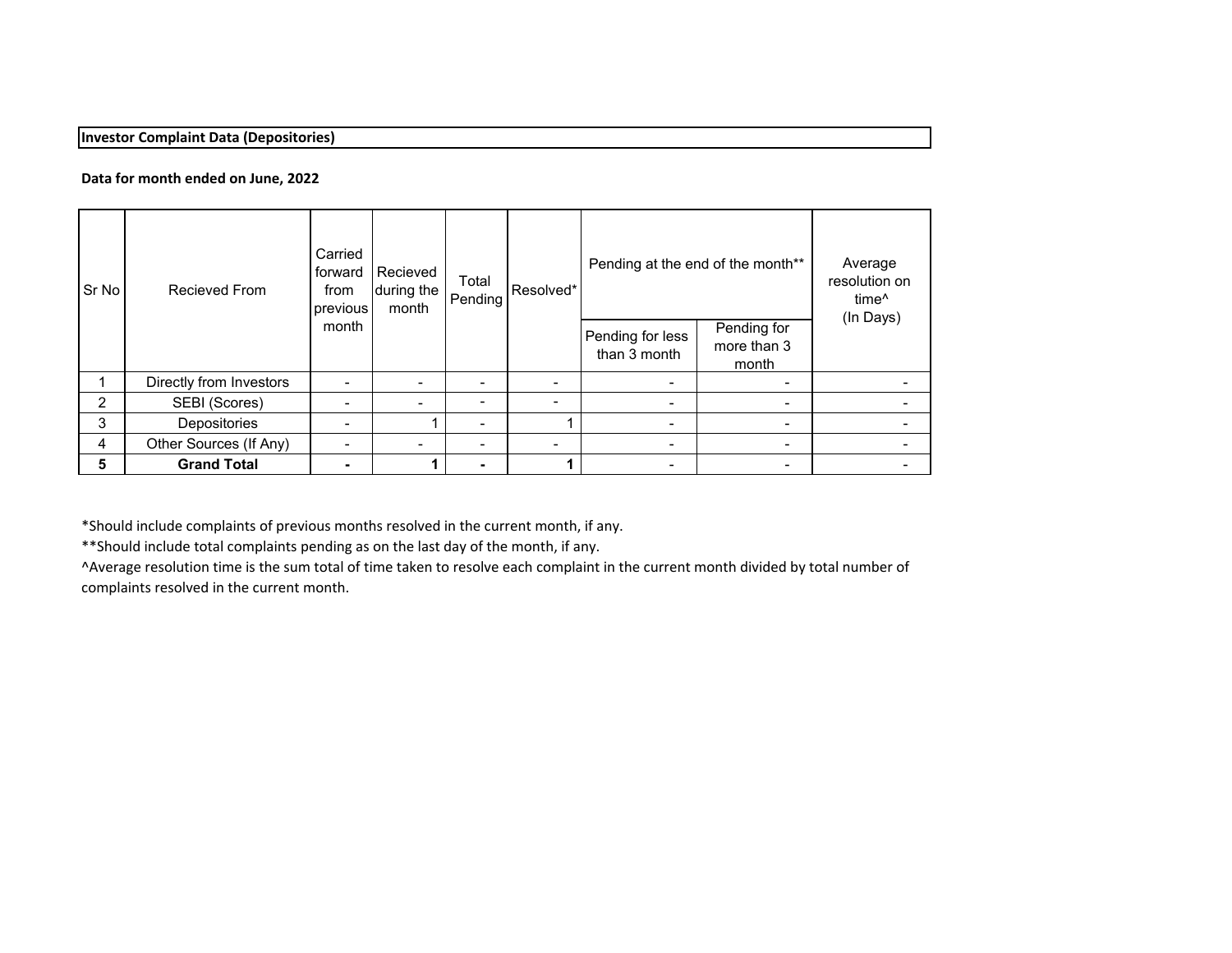**Investor Complaint Data (Depositories)**

**Data for month ended on June, 2022**

| Sr No | Recieved From | Carried forward from previous month | Recieved during the month | Total Pending | Resolved* | Pending at the end of the month** | | Average resolution on time^ (In Days) |
|---|---|---|---|---|---|---|---|---|
| | | | | | | Pending for less than 3 month | Pending for more than 3 month | |
| 1 | Directly from Investors | - | - | - | - | - | - | - |
| 2 | SEBI (Scores) | - | - | - | - | - | - | - |
| 3 | Depositories | - | 1 | - | 1 | - | - | - |
| 4 | Other Sources (If Any) | - | - | - | - | - | - | - |
| **5** | **Grand Total** | **-** | **1** | **-** | **1** | - | - | - |

*Should include complaints of previous months resolved in the current month, if any.

**Should include total complaints pending as on the last day of the month, if any.

^Average resolution time is the sum total of time taken to resolve each complaint in the current month divided by total number of complaints resolved in the current month.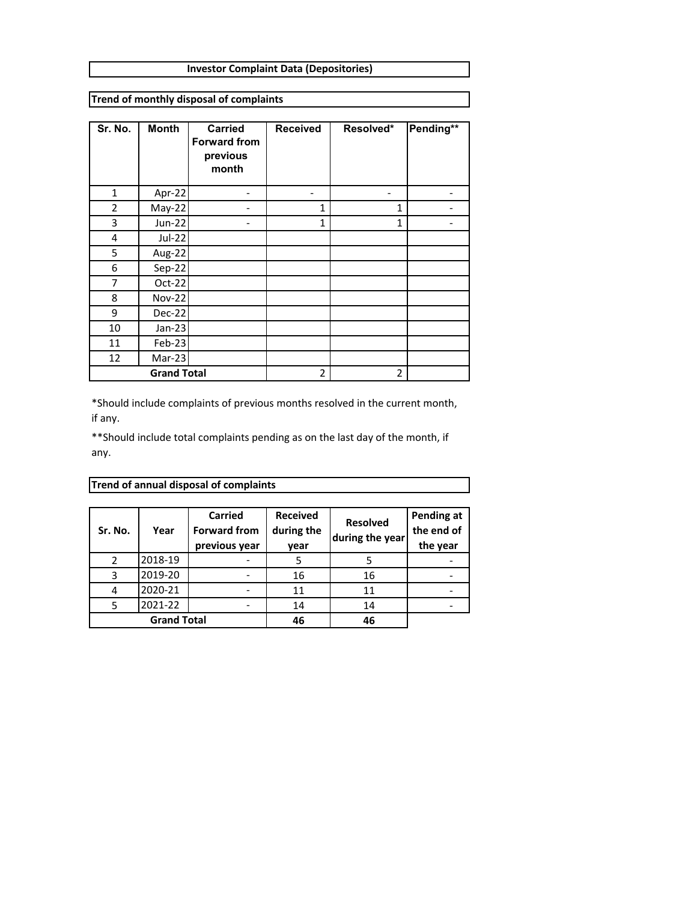## Investor Complaint Data (Depositories)

### Trend of monthly disposal of complaints

| Sr. No. | Month | Carried Forward from previous month | Received | Resolved* | Pending** |
|---|---|---|---|---|---|
| 1 | Apr-22 | - | - | - | - |
| 2 | May-22 | - | 1 | 1 | - |
| 3 | Jun-22 | - | 1 | 1 | - |
| 4 | Jul-22 | | | | |
| 5 | Aug-22 | | | | |
| 6 | Sep-22 | | | | |
| 7 | Oct-22 | | | | |
| 8 | Nov-22 | | | | |
| 9 | Dec-22 | | | | |
| 10 | Jan-23 | | | | |
| 11 | Feb-23 | | | | |
| 12 | Mar-23 | | | | |
| **Grand Total** | | | 2 | 2 | |

*Should include complaints of previous months resolved in the current month, if any.

**Should include total complaints pending as on the last day of the month, if any.

### Trend of annual disposal of complaints

| Sr. No. | Year | Carried Forward from previous year | Received during the year | Resolved during the year | Pending at the end of the year |
|---|---|---|---|---|---|
| 2 | 2018-19 | - | 5 | 5 | - |
| 3 | 2019-20 | - | 16 | 16 | - |
| 4 | 2020-21 | - | 11 | 11 | - |
| 5 | 2021-22 | - | 14 | 14 | - |
| **Grand Total** | | | **46** | **46** | |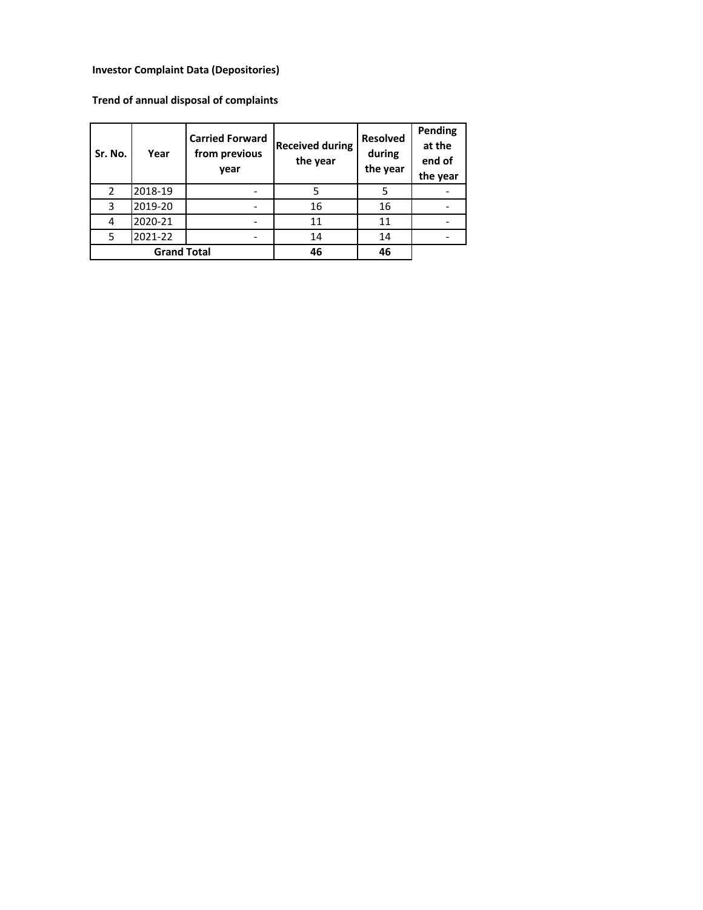**Investor Complaint Data (Depositories)**

**Trend of annual disposal of complaints**

| Sr. No. | Year | Carried Forward from previous year | Received during the year | Resolved during the year | Pending at the end of the year |
|---|---|---|---|---|---|
| 2 | 2018-19 | - | 5 | 5 | - |
| 3 | 2019-20 | - | 16 | 16 | - |
| 4 | 2020-21 | - | 11 | 11 | - |
| 5 | 2021-22 | - | 14 | 14 | - |
| **Grand Total** | | | **46** | **46** | |